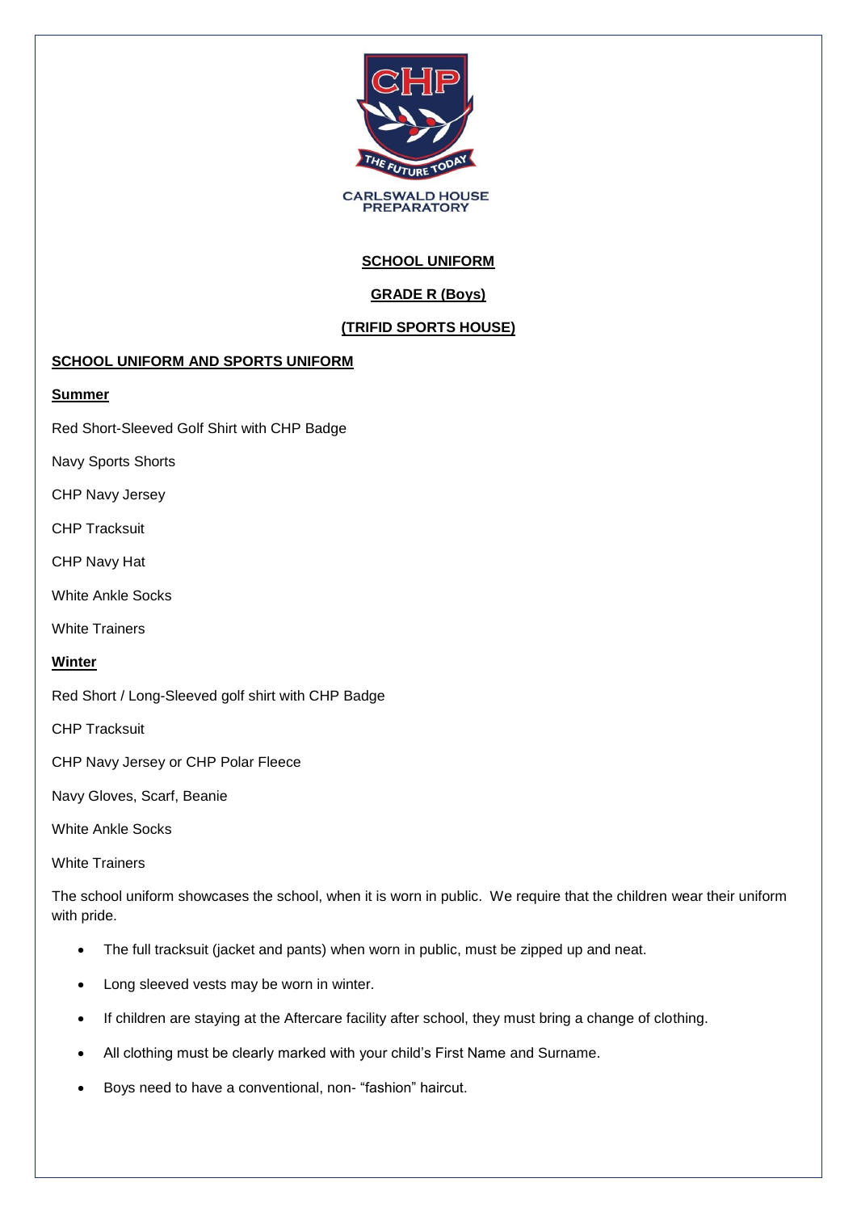CHP

THE FUTURE TODAY

CARLSWALD HOUSE PREPARATORY

# SCHOOL UNIFORM

## GRADE R (Boys)

## (TRIFID SPORTS HOUSE)

### SCHOOL UNIFORM AND SPORTS UNIFORM

#### Summer

Red Short-Sleeved Golf Shirt with CHP Badge

Navy Sports Shorts

CHP Navy Jersey

CHP Tracksuit

CHP Navy Hat

White Ankle Socks

White Trainers

#### Winter

Red Short / Long-Sleeved golf shirt with CHP Badge

CHP Tracksuit

CHP Navy Jersey or CHP Polar Fleece

Navy Gloves, Scarf, Beanie

White Ankle Socks

White Trainers

The school uniform showcases the school, when it is worn in public. We require that the children wear their uniform with pride.

- The full tracksuit (jacket and pants) when worn in public, must be zipped up and neat.
- Long sleeved vests may be worn in winter.
- If children are staying at the Aftercare facility after school, they must bring a change of clothing.
- All clothing must be clearly marked with your child's First Name and Surname.
- Boys need to have a conventional, non- "fashion" haircut.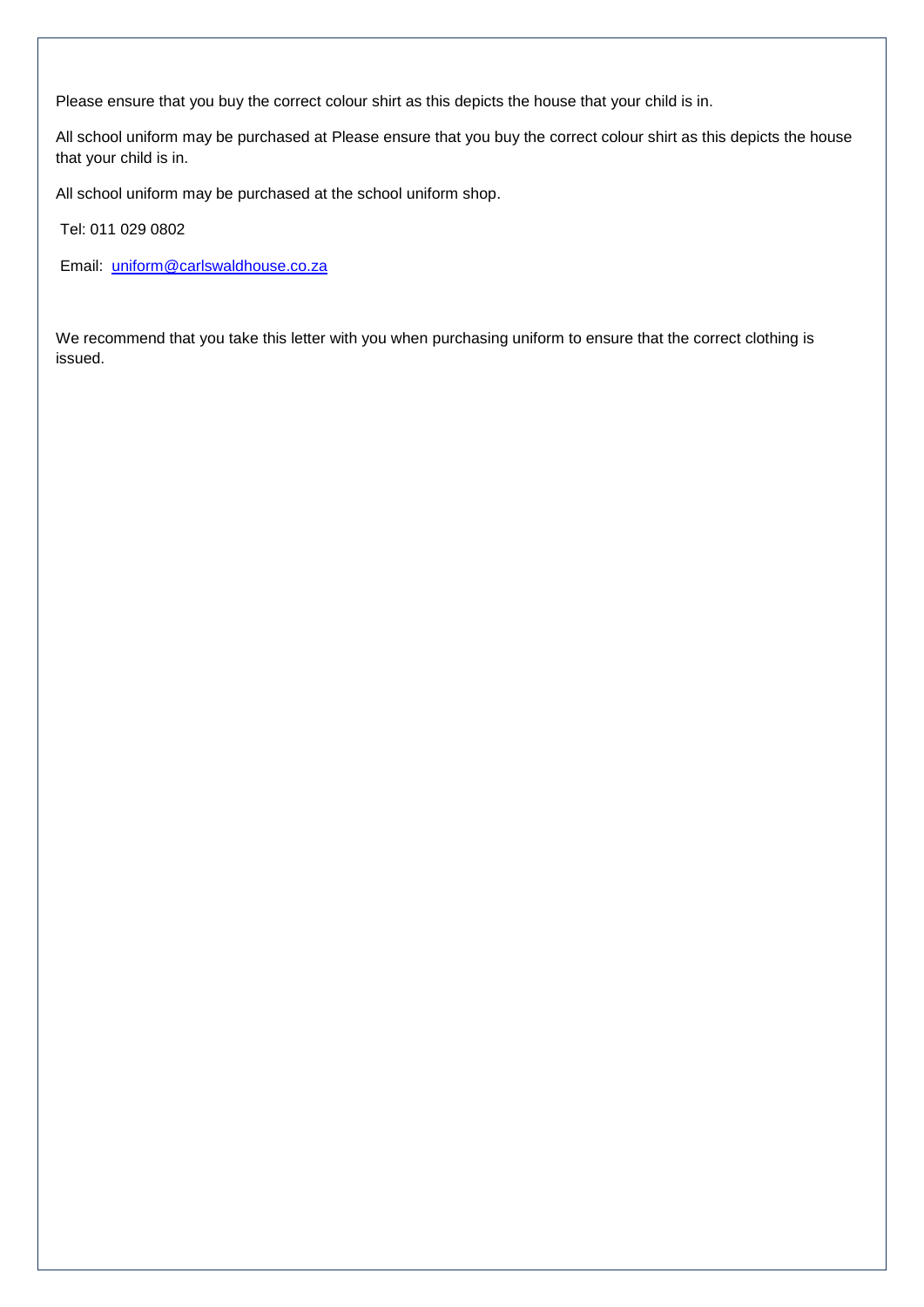Please ensure that you buy the correct colour shirt as this depicts the house that your child is in.

All school uniform may be purchased at Please ensure that you buy the correct colour shirt as this depicts the house that your child is in.

All school uniform may be purchased at the school uniform shop.

Tel: 011 029 0802

Email: uniform@carlswaldhouse.co.za

We recommend that you take this letter with you when purchasing uniform to ensure that the correct clothing is issued.